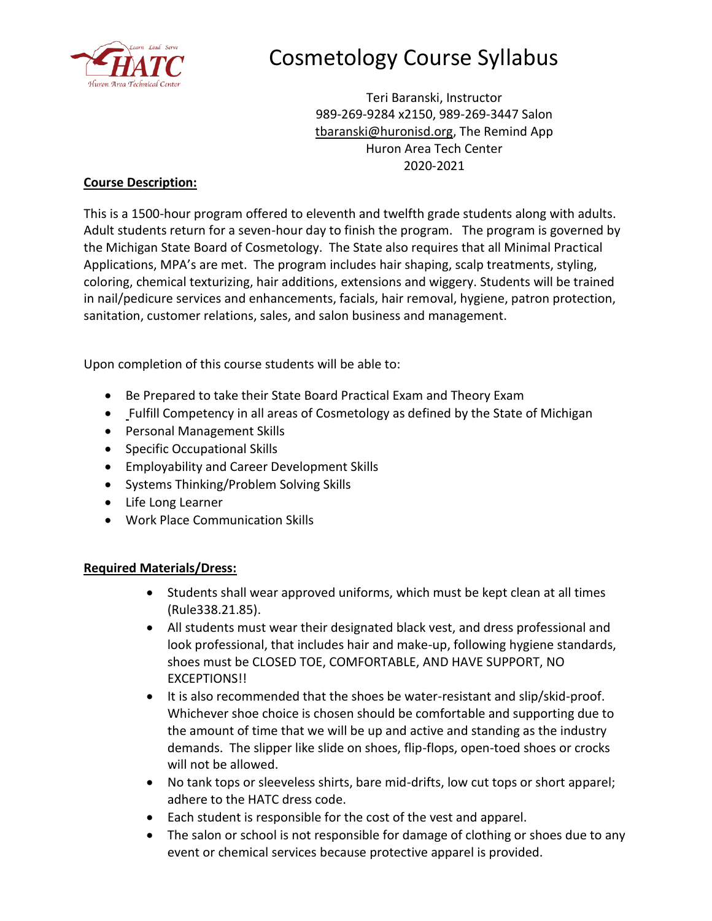# Cosmetology Course Syllabus

Teri Baranski, Instructor
989-269-9284 x2150, 989-269-3447 Salon
tbaranski@huronisd.org, The Remind App
Huron Area Tech Center
2020-2021

**Course Description:**

This is a 1500-hour program offered to eleventh and twelfth grade students along with adults. Adult students return for a seven-hour day to finish the program. The program is governed by the Michigan State Board of Cosmetology. The State also requires that all Minimal Practical Applications, MPA's are met. The program includes hair shaping, scalp treatments, styling, coloring, chemical texturizing, hair additions, extensions and wiggery. Students will be trained in nail/pedicure services and enhancements, facials, hair removal, hygiene, patron protection, sanitation, customer relations, sales, and salon business and management.

Upon completion of this course students will be able to:

- Be Prepared to take their State Board Practical Exam and Theory Exam
- Fulfill Competency in all areas of Cosmetology as defined by the State of Michigan
- Personal Management Skills
- Specific Occupational Skills
- Employability and Career Development Skills
- Systems Thinking/Problem Solving Skills
- Life Long Learner
- Work Place Communication Skills

**Required Materials/Dress:**

- Students shall wear approved uniforms, which must be kept clean at all times (Rule338.21.85).
- All students must wear their designated black vest, and dress professional and look professional, that includes hair and make-up, following hygiene standards, shoes must be CLOSED TOE, COMFORTABLE, AND HAVE SUPPORT, NO EXCEPTIONS!!
- It is also recommended that the shoes be water-resistant and slip/skid-proof. Whichever shoe choice is chosen should be comfortable and supporting due to the amount of time that we will be up and active and standing as the industry demands. The slipper like slide on shoes, flip-flops, open-toed shoes or crocks will not be allowed.
- No tank tops or sleeveless shirts, bare mid-drifts, low cut tops or short apparel; adhere to the HATC dress code.
- Each student is responsible for the cost of the vest and apparel.
- The salon or school is not responsible for damage of clothing or shoes due to any event or chemical services because protective apparel is provided.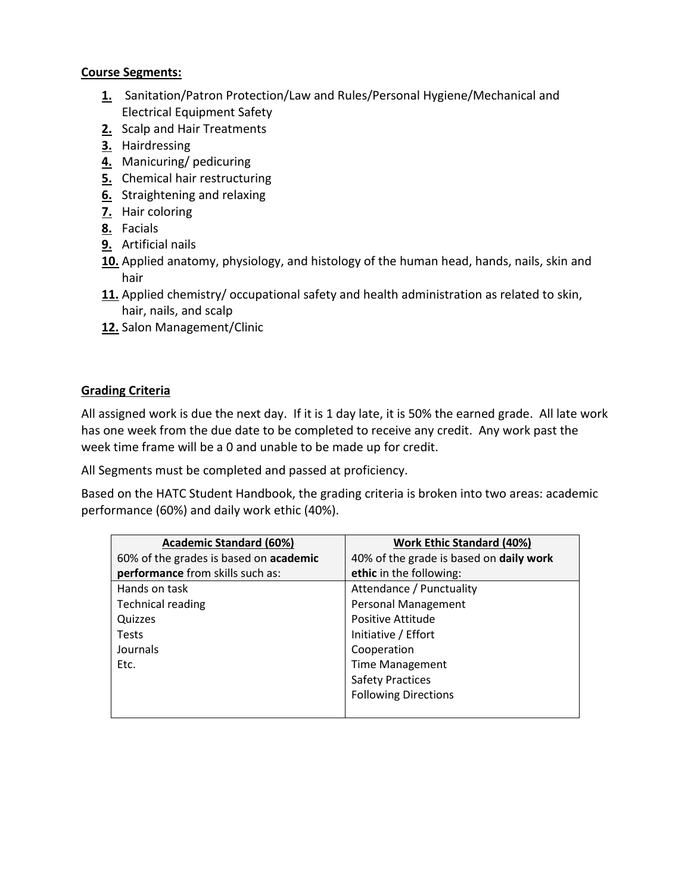**Course Segments:**

1. Sanitation/Patron Protection/Law and Rules/Personal Hygiene/Mechanical and Electrical Equipment Safety
2. Scalp and Hair Treatments
3. Hairdressing
4. Manicuring/ pedicuring
5. Chemical hair restructuring
6. Straightening and relaxing
7. Hair coloring
8. Facials
9. Artificial nails
10. Applied anatomy, physiology, and histology of the human head, hands, nails, skin and hair
11. Applied chemistry/ occupational safety and health administration as related to skin, hair, nails, and scalp
12. Salon Management/Clinic

**Grading Criteria**

All assigned work is due the next day. If it is 1 day late, it is 50% the earned grade. All late work has one week from the due date to be completed to receive any credit. Any work past the week time frame will be a 0 and unable to be made up for credit.

All Segments must be completed and passed at proficiency.

Based on the HATC Student Handbook, the grading criteria is broken into two areas: academic performance (60%) and daily work ethic (40%).

| Academic Standard (60%)<br>60% of the grades is based on **academic performance** from skills such as: | Work Ethic Standard (40%)<br>40% of the grade is based on **daily work ethic** in the following: |
|---|---|
| Hands on task<br>Technical reading<br>Quizzes<br>Tests<br>Journals<br>Etc. | Attendance / Punctuality<br>Personal Management<br>Positive Attitude<br>Initiative / Effort<br>Cooperation<br>Time Management<br>Safety Practices<br>Following Directions |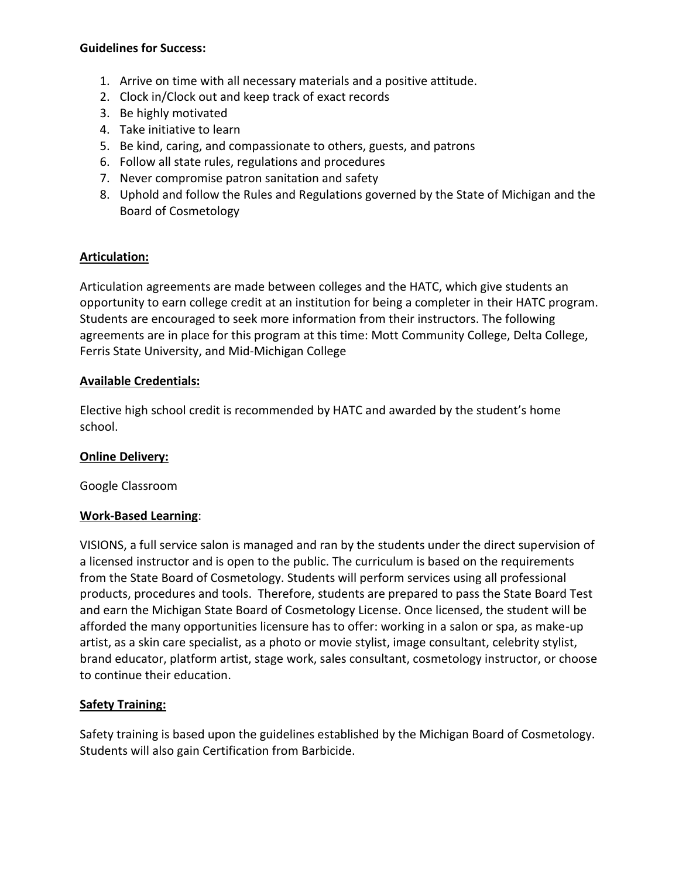**Guidelines for Success:**

1. Arrive on time with all necessary materials and a positive attitude.
2. Clock in/Clock out and keep track of exact records
3. Be highly motivated
4. Take initiative to learn
5. Be kind, caring, and compassionate to others, guests, and patrons
6. Follow all state rules, regulations and procedures
7. Never compromise patron sanitation and safety
8. Uphold and follow the Rules and Regulations governed by the State of Michigan and the Board of Cosmetology

**Articulation:**

Articulation agreements are made between colleges and the HATC, which give students an opportunity to earn college credit at an institution for being a completer in their HATC program. Students are encouraged to seek more information from their instructors. The following agreements are in place for this program at this time: Mott Community College, Delta College, Ferris State University, and Mid-Michigan College

**Available Credentials:**

Elective high school credit is recommended by HATC and awarded by the student's home school.

**Online Delivery:**

Google Classroom

**Work-Based Learning**:

VISIONS, a full service salon is managed and ran by the students under the direct supervision of a licensed instructor and is open to the public. The curriculum is based on the requirements from the State Board of Cosmetology. Students will perform services using all professional products, procedures and tools. Therefore, students are prepared to pass the State Board Test and earn the Michigan State Board of Cosmetology License. Once licensed, the student will be afforded the many opportunities licensure has to offer: working in a salon or spa, as make-up artist, as a skin care specialist, as a photo or movie stylist, image consultant, celebrity stylist, brand educator, platform artist, stage work, sales consultant, cosmetology instructor, or choose to continue their education.

**Safety Training:**

Safety training is based upon the guidelines established by the Michigan Board of Cosmetology. Students will also gain Certification from Barbicide.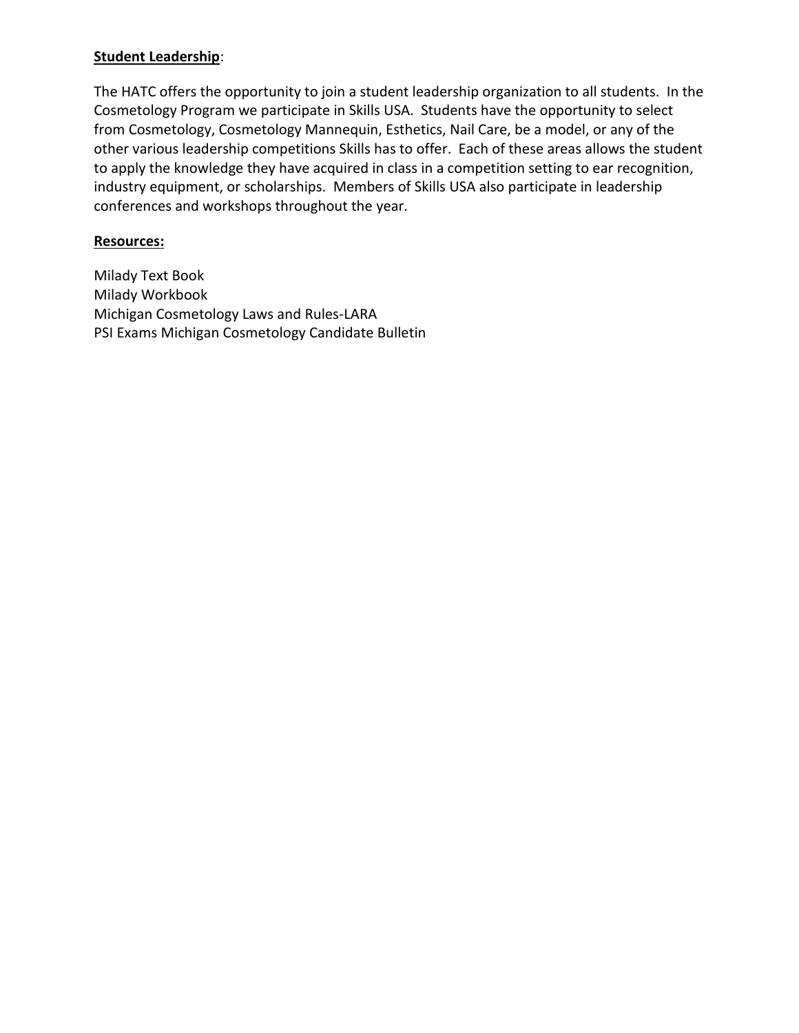**Student Leadership**:

The HATC offers the opportunity to join a student leadership organization to all students. In the Cosmetology Program we participate in Skills USA. Students have the opportunity to select from Cosmetology, Cosmetology Mannequin, Esthetics, Nail Care, be a model, or any of the other various leadership competitions Skills has to offer. Each of these areas allows the student to apply the knowledge they have acquired in class in a competition setting to ear recognition, industry equipment, or scholarships. Members of Skills USA also participate in leadership conferences and workshops throughout the year.

**Resources:**

Milady Text Book
Milady Workbook
Michigan Cosmetology Laws and Rules-LARA
PSI Exams Michigan Cosmetology Candidate Bulletin